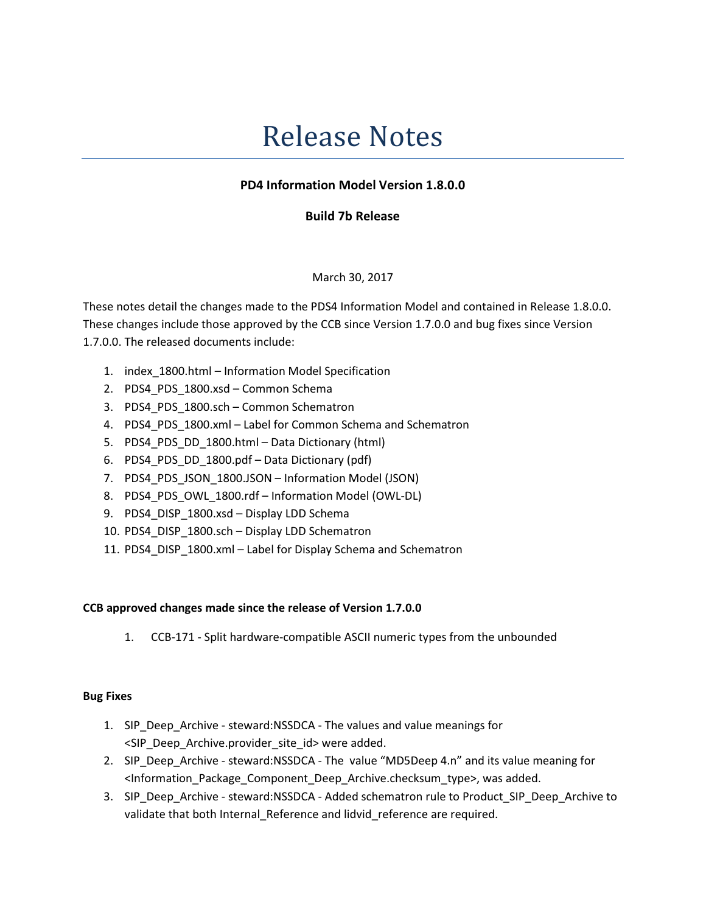# Release Notes

**PD4 Information Model Version 1.8.0.0**

**Build 7b Release**

March 30, 2017

These notes detail the changes made to the PDS4 Information Model and contained in Release 1.8.0.0. These changes include those approved by the CCB since Version 1.7.0.0 and bug fixes since Version 1.7.0.0. The released documents include:

1. index_1800.html – Information Model Specification
2. PDS4_PDS_1800.xsd – Common Schema
3. PDS4_PDS_1800.sch – Common Schematron
4. PDS4_PDS_1800.xml – Label for Common Schema and Schematron
5. PDS4_PDS_DD_1800.html – Data Dictionary (html)
6. PDS4_PDS_DD_1800.pdf – Data Dictionary (pdf)
7. PDS4_PDS_JSON_1800.JSON – Information Model (JSON)
8. PDS4_PDS_OWL_1800.rdf – Information Model (OWL-DL)
9. PDS4_DISP_1800.xsd – Display LDD Schema
10. PDS4_DISP_1800.sch – Display LDD Schematron
11. PDS4_DISP_1800.xml – Label for Display Schema and Schematron

**CCB approved changes made since the release of Version 1.7.0.0**

1. CCB-171 - Split hardware-compatible ASCII numeric types from the unbounded

**Bug Fixes**

1. SIP_Deep_Archive - steward:NSSDCA - The values and value meanings for <SIP_Deep_Archive.provider_site_id> were added.
2. SIP_Deep_Archive - steward:NSSDCA - The value "MD5Deep 4.n" and its value meaning for <Information_Package_Component_Deep_Archive.checksum_type>, was added.
3. SIP_Deep_Archive - steward:NSSDCA - Added schematron rule to Product_SIP_Deep_Archive to validate that both Internal_Reference and lidvid_reference are required.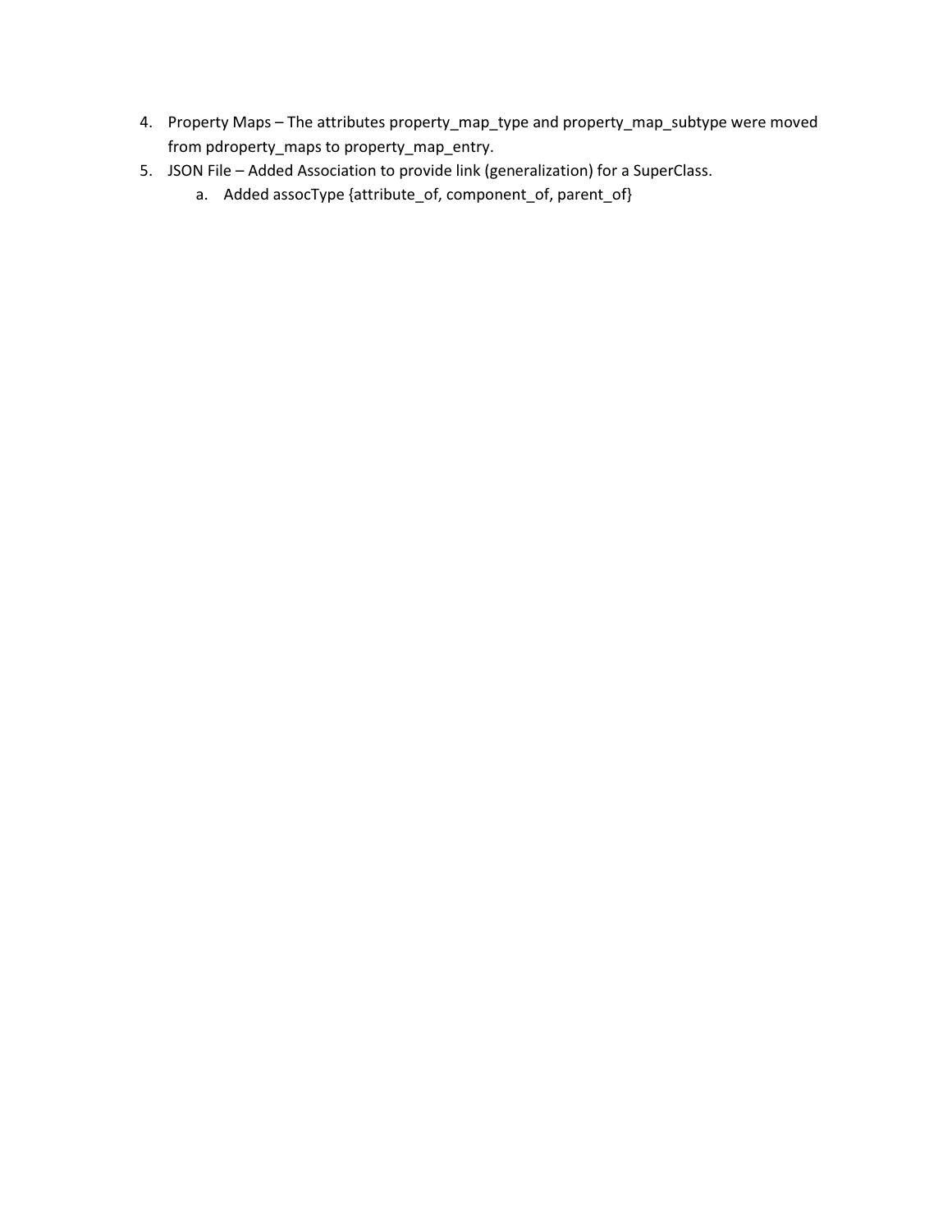4. Property Maps – The attributes property_map_type and property_map_subtype were moved from pdproperty_maps to property_map_entry.
5. JSON File – Added Association to provide link (generalization) for a SuperClass.
    a. Added assocType {attribute_of, component_of, parent_of}